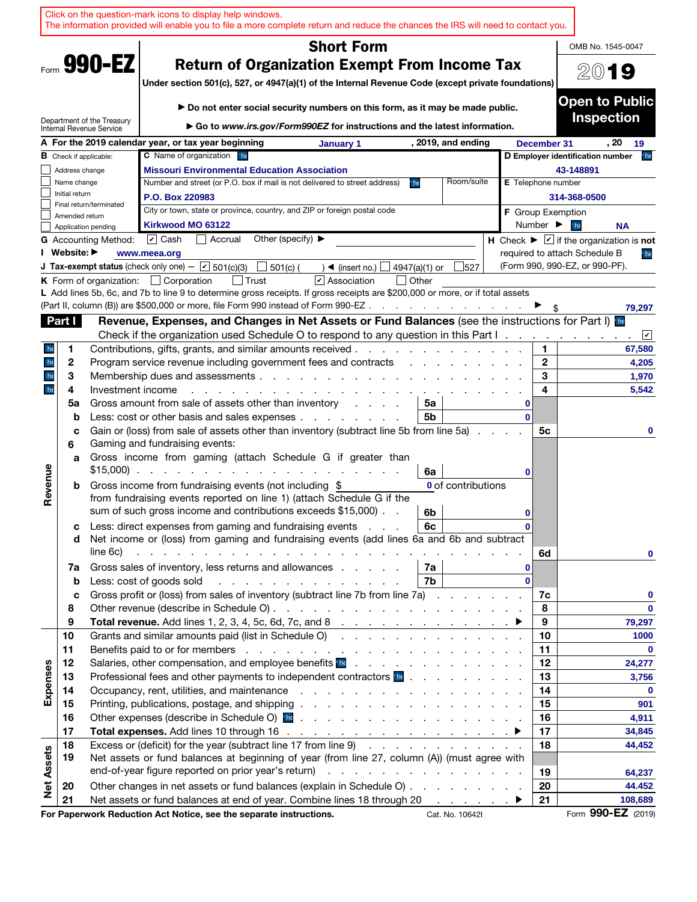Click on the question-mark icons to display help windows.
The information provided will enable you to file a more complete return and reduce the chances the IRS will need to contact you.

Form **990-EZ**

# Short Form
## Return of Organization Exempt From Income Tax

**Under section 501(c), 527, or 4947(a)(1) of the Internal Revenue Code (except private foundations)**

▶ Do not enter social security numbers on this form, as it may be made public.

▶ Go to *www.irs.gov/Form990EZ* for instructions and the latest information.

Department of the Treasury
Internal Revenue Service

OMB No. 1545-0047

**2019**

**Open to Public Inspection**

**A** For the 2019 calendar year, or tax year beginning January 1, 2019, and ending December 31, 20 19

**B** Check if applicable:
- ☐ Address change
- ☐ Name change
- ☐ Initial return
- ☐ Final return/terminated
- ☐ Amended return
- ☐ Application pending

**C** Name of organization: Missouri Environmental Education Association

Number and street (or P.O. box if mail is not delivered to street address): P.O. Box 220983 Room/suite:

City or town, state or province, country, and ZIP or foreign postal code: Kirkwood MO 63122

**D Employer identification number:** 43-148891

**E** Telephone number: 314-368-0500

**F** Group Exemption Number ▶ NA

**G** Accounting Method: ☑ Cash ☐ Accrual Other (specify) ▶

**I** Website: ▶ www.meea.org

**H** Check ▶ ☑ if the organization is **not** required to attach Schedule B (Form 990, 990-EZ, or 990-PF).

**J Tax-exempt status** (check only one) — ☑ 501(c)(3) ☐ 501(c) ( ) ◀ (insert no.) ☐ 4947(a)(1) or ☐ 527

**K** Form of organization: ☐ Corporation ☐ Trust ☑ Association ☐ Other

**L** Add lines 5b, 6c, and 7b to line 9 to determine gross receipts. If gross receipts are $200,000 or more, or if total assets (Part II, column (B)) are $500,000 or more, file Form 990 instead of Form 990-EZ ▶ $ 79,297

**Part I — Revenue, Expenses, and Changes in Net Assets or Fund Balances** (see the instructions for Part I)

Check if the organization used Schedule O to respond to any question in this Part I ☑

| Section | Line | Description | Sub-line | Sub-amount | Line | Amount |
|---|---|---|---|---|---|---|
| Revenue | 1 | Contributions, gifts, grants, and similar amounts received | | | 1 | 67,580 |
| | 2 | Program service revenue including government fees and contracts | | | 2 | 4,205 |
| | 3 | Membership dues and assessments | | | 3 | 1,970 |
| | 4 | Investment income | | | 4 | 5,542 |
| | 5a | Gross amount from sale of assets other than inventory | 5a | 0 | | |
| | b | Less: cost or other basis and sales expenses | 5b | 0 | | |
| | c | Gain or (loss) from sale of assets other than inventory (subtract line 5b from line 5a) | | | 5c | 0 |
| | 6 | Gaming and fundraising events: | | | | |
| | a | Gross income from gaming (attach Schedule G if greater than $15,000) | 6a | 0 | | |
| | b | Gross income from fundraising events (not including $ 0 of contributions from fundraising events reported on line 1) (attach Schedule G if the sum of such gross income and contributions exceeds $15,000) | 6b | 0 | | |
| | c | Less: direct expenses from gaming and fundraising events | 6c | 0 | | |
| | d | Net income or (loss) from gaming and fundraising events (add lines 6a and 6b and subtract line 6c) | | | 6d | 0 |
| | 7a | Gross sales of inventory, less returns and allowances | 7a | 0 | | |
| | b | Less: cost of goods sold | 7b | 0 | | |
| | c | Gross profit or (loss) from sales of inventory (subtract line 7b from line 7a) | | | 7c | 0 |
| | 8 | Other revenue (describe in Schedule O) | | | 8 | 0 |
| | 9 | **Total revenue.** Add lines 1, 2, 3, 4, 5c, 6d, 7c, and 8 ▶ | | | 9 | 79,297 |
| Expenses | 10 | Grants and similar amounts paid (list in Schedule O) | | | 10 | 1000 |
| | 11 | Benefits paid to or for members | | | 11 | 0 |
| | 12 | Salaries, other compensation, and employee benefits | | | 12 | 24,277 |
| | 13 | Professional fees and other payments to independent contractors | | | 13 | 3,756 |
| | 14 | Occupancy, rent, utilities, and maintenance | | | 14 | 0 |
| | 15 | Printing, publications, postage, and shipping | | | 15 | 901 |
| | 16 | Other expenses (describe in Schedule O) | | | 16 | 4,911 |
| | 17 | **Total expenses.** Add lines 10 through 16 ▶ | | | 17 | 34,845 |
| Net Assets | 18 | Excess or (deficit) for the year (subtract line 17 from line 9) | | | 18 | 44,452 |
| | 19 | Net assets or fund balances at beginning of year (from line 27, column (A)) (must agree with end-of-year figure reported on prior year's return) | | | 19 | 64,237 |
| | 20 | Other changes in net assets or fund balances (explain in Schedule O) | | | 20 | 44.452 |
| | 21 | Net assets or fund balances at end of year. Combine lines 18 through 20 ▶ | | | 21 | 108,689 |

**For Paperwork Reduction Act Notice, see the separate instructions.** Cat. No. 10642I Form **990-EZ** (2019)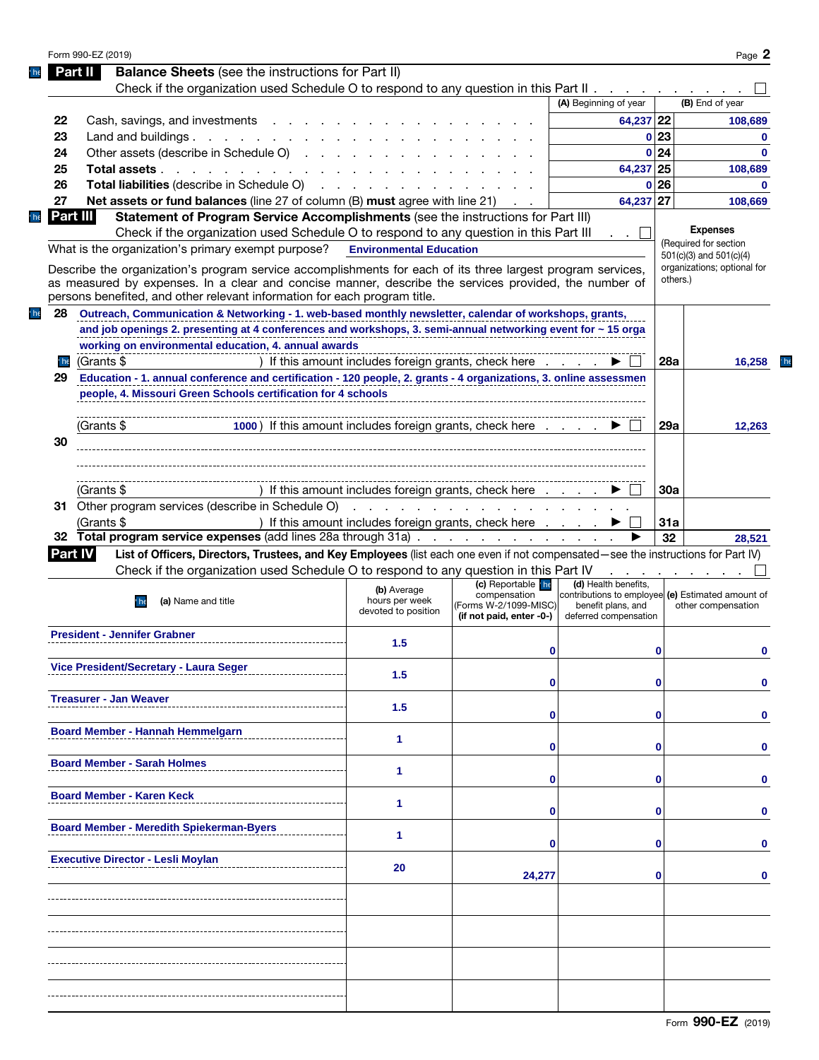Form 990-EZ (2019)

## Part II Balance Sheets (see the instructions for Part II)

Check if the organization used Schedule O to respond to any question in this Part II . . . ☐

| | | (A) Beginning of year | | (B) End of year |
|---|---|---|---|---|
| 22 | Cash, savings, and investments | 64,237 | 22 | 108,689 |
| 23 | Land and buildings | 0 | 23 | 0 |
| 24 | Other assets (describe in Schedule O) | 0 | 24 | 0 |
| 25 | **Total assets** | 64,237 | 25 | 108,689 |
| 26 | **Total liabilities** (describe in Schedule O) | 0 | 26 | 0 |
| 27 | **Net assets or fund balances** (line 27 of column (B) **must** agree with line 21) | 64,237 | 27 | 108,669 |

## Part III Statement of Program Service Accomplishments (see the instructions for Part III)

Check if the organization used Schedule O to respond to any question in this Part III . . ☐

What is the organization's primary exempt purpose? **Environmental Education**

Describe the organization's program service accomplishments for each of its three largest program services, as measured by expenses. In a clear and concise manner, describe the services provided, the number of persons benefited, and other relevant information for each program title.

**Expenses** (Required for section 501(c)(3) and 501(c)(4) organizations; optional for others.)

| | Description | | Expenses |
|---|---|---|---|
| 28 | Outreach, Communication & Networking - 1. web-based monthly newsletter, calendar of workshops, grants, and job openings 2. presenting at 4 conferences and workshops, 3. semi-annual networking event for ~ 15 orga working on environmental education, 4. annual awards<br>(Grants $ ) If this amount includes foreign grants, check here ▶ ☐ | 28a | 16,258 |
| 29 | Education - 1. annual conference and certification - 120 people, 2. grants - 4 organizations, 3. online assessmen people, 4. Missouri Green Schools certification for 4 schools<br>(Grants $ 1000 ) If this amount includes foreign grants, check here ▶ ☐ | 29a | 12,263 |
| 30 | (Grants $ ) If this amount includes foreign grants, check here ▶ ☐ | 30a | |
| 31 | Other program services (describe in Schedule O)<br>(Grants $ ) If this amount includes foreign grants, check here ▶ ☐ | 31a | |
| 32 | **Total program service expenses** (add lines 28a through 31a) ▶ | 32 | 28,521 |

## Part IV List of Officers, Directors, Trustees, and Key Employees (list each one even if not compensated—see the instructions for Part IV)

Check if the organization used Schedule O to respond to any question in this Part IV . . . ☐

| (a) Name and title | (b) Average hours per week devoted to position | (c) Reportable compensation (Forms W-2/1099-MISC) (if not paid, enter -0-) | (d) Health benefits, contributions to employee benefit plans, and deferred compensation | (e) Estimated amount of other compensation |
|---|---|---|---|---|
| President - Jennifer Grabner | 1.5 | 0 | 0 | 0 |
| Vice President/Secretary - Laura Seger | 1.5 | 0 | 0 | 0 |
| Treasurer - Jan Weaver | 1.5 | 0 | 0 | 0 |
| Board Member - Hannah Hemmelgarn | 1 | 0 | 0 | 0 |
| Board Member - Sarah Holmes | 1 | 0 | 0 | 0 |
| Board Member - Karen Keck | 1 | 0 | 0 | 0 |
| Board Member - Meredith Spiekerman-Byers | 1 | 0 | 0 | 0 |
| Executive Director - Lesli Moylan | 20 | 24,277 | 0 | 0 |
| | | | | |
| | | | | |
| | | | | |
| | | | | |

Form **990-EZ** (2019)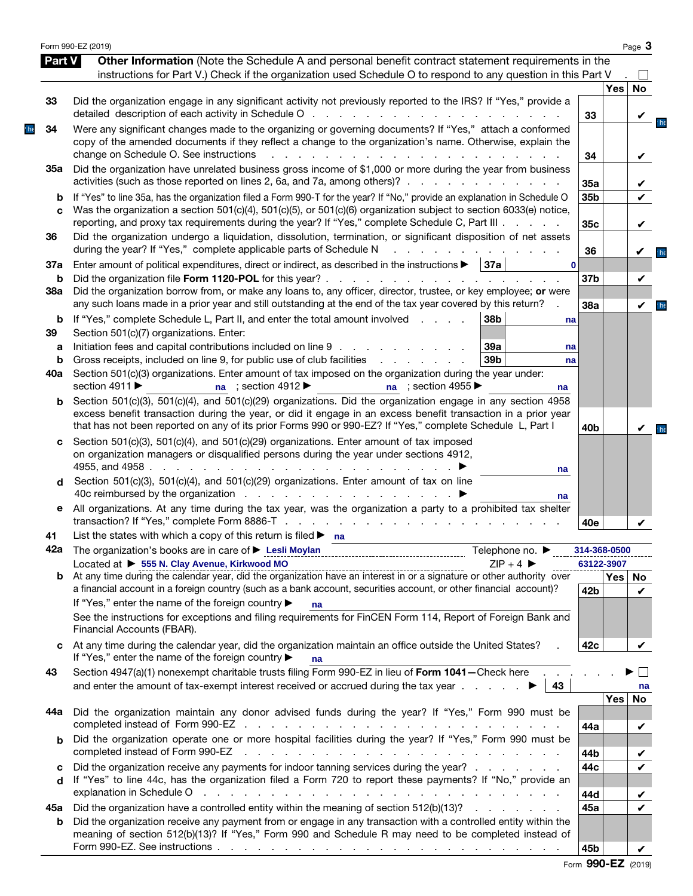## Part V Other Information

(Note the Schedule A and personal benefit contract statement requirements in the instructions for Part V.) Check if the organization used Schedule O to respond to any question in this Part V . ☐

| | | Line | Yes | No |
|---|---|---|---|---|
| 33 | Did the organization engage in any significant activity not previously reported to the IRS? If "Yes," provide a detailed description of each activity in Schedule O | 33 | | ✔ |
| 34 | Were any significant changes made to the organizing or governing documents? If "Yes," attach a conformed copy of the amended documents if they reflect a change to the organization's name. Otherwise, explain the change on Schedule O. See instructions | 34 | | ✔ |
| 35a | Did the organization have unrelated business gross income of $1,000 or more during the year from business activities (such as those reported on lines 2, 6a, and 7a, among others)? | 35a | | ✔ |
| b | If "Yes" to line 35a, has the organization filed a Form 990-T for the year? If "No," provide an explanation in Schedule O | 35b | | ✔ |
| c | Was the organization a section 501(c)(4), 501(c)(5), or 501(c)(6) organization subject to section 6033(e) notice, reporting, and proxy tax requirements during the year? If "Yes," complete Schedule C, Part III | 35c | | ✔ |
| 36 | Did the organization undergo a liquidation, dissolution, termination, or significant disposition of net assets during the year? If "Yes," complete applicable parts of Schedule N | 36 | | ✔ |
| 37a | Enter amount of political expenditures, direct or indirect, as described in the instructions ▶ 37a: 0 | | | |
| b | Did the organization file **Form 1120-POL** for this year? | 37b | | ✔ |
| 38a | Did the organization borrow from, or make any loans to, any officer, director, trustee, or key employee; **or** were any such loans made in a prior year and still outstanding at the end of the tax year covered by this return? | 38a | | ✔ |
| b | If "Yes," complete Schedule L, Part II, and enter the total amount involved 38b: na | | | |
| 39 | Section 501(c)(7) organizations. Enter: | | | |
| a | Initiation fees and capital contributions included on line 9 39a: na | | | |
| b | Gross receipts, included on line 9, for public use of club facilities 39b: na | | | |
| 40a | Section 501(c)(3) organizations. Enter amount of tax imposed on the organization during the year under: section 4911 ▶ na ; section 4912 ▶ na ; section 4955 ▶ na | | | |
| b | Section 501(c)(3), 501(c)(4), and 501(c)(29) organizations. Did the organization engage in any section 4958 excess benefit transaction during the year, or did it engage in an excess benefit transaction in a prior year that has not been reported on any of its prior Forms 990 or 990-EZ? If "Yes," complete Schedule L, Part I | 40b | | ✔ |
| c | Section 501(c)(3), 501(c)(4), and 501(c)(29) organizations. Enter amount of tax imposed on organization managers or disqualified persons during the year under sections 4912, 4955, and 4958 ▶ na | | | |
| d | Section 501(c)(3), 501(c)(4), and 501(c)(29) organizations. Enter amount of tax on line 40c reimbursed by the organization ▶ na | | | |
| e | All organizations. At any time during the tax year, was the organization a party to a prohibited tax shelter transaction? If "Yes," complete Form 8886-T | 40e | | ✔ |

41 List the states with which a copy of this return is filed ▶ na

42a The organization's books are in care of ▶ Lesli Moylan Telephone no. ▶ 314-368-0500

Located at ▶ 555 N. Clay Avenue, Kirkwood MO ZIP + 4 ▶ 63122-3907

| | | Line | Yes | No |
|---|---|---|---|---|
| b | At any time during the calendar year, did the organization have an interest in or a signature or other authority over a financial account in a foreign country (such as a bank account, securities account, or other financial account)? If "Yes," enter the name of the foreign country ▶ na<br>See the instructions for exceptions and filing requirements for FinCEN Form 114, Report of Foreign Bank and Financial Accounts (FBAR). | 42b | | ✔ |
| c | At any time during the calendar year, did the organization maintain an office outside the United States? If "Yes," enter the name of the foreign country ▶ na | 42c | | ✔ |

43 Section 4947(a)(1) nonexempt charitable trusts filing Form 990-EZ in lieu of **Form 1041**—Check here ▶ ☐ and enter the amount of tax-exempt interest received or accrued during the tax year ▶ 43: na

| | | Line | Yes | No |
|---|---|---|---|---|
| 44a | Did the organization maintain any donor advised funds during the year? If "Yes," Form 990 must be completed instead of Form 990-EZ | 44a | | ✔ |
| b | Did the organization operate one or more hospital facilities during the year? If "Yes," Form 990 must be completed instead of Form 990-EZ | 44b | | ✔ |
| c | Did the organization receive any payments for indoor tanning services during the year? | 44c | | ✔ |
| d | If "Yes" to line 44c, has the organization filed a Form 720 to report these payments? If "No," provide an explanation in Schedule O | 44d | | ✔ |
| 45a | Did the organization have a controlled entity within the meaning of section 512(b)(13)? | 45a | | ✔ |
| b | Did the organization receive any payment from or engage in any transaction with a controlled entity within the meaning of section 512(b)(13)? If "Yes," Form 990 and Schedule R may need to be completed instead of Form 990-EZ. See instructions | 45b | | ✔ |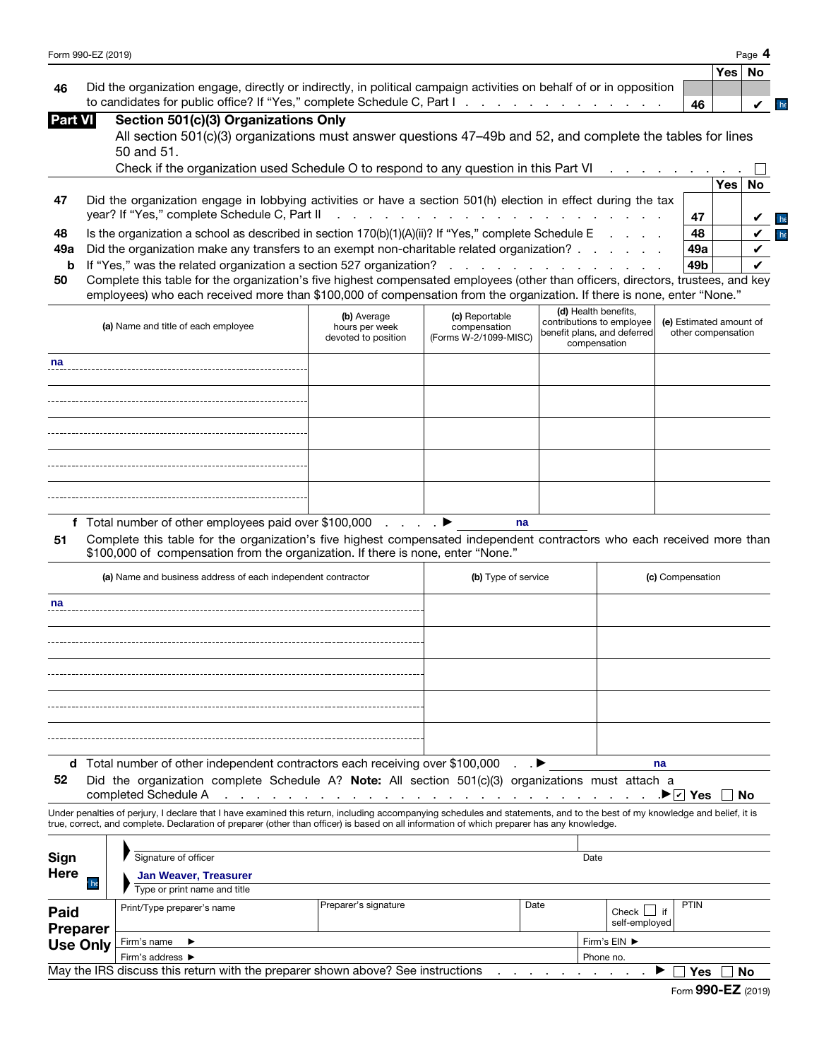| | | Yes | No |
|---|---|---|---|
| **46** Did the organization engage, directly or indirectly, in political campaign activities on behalf of or in opposition to candidates for public office? If "Yes," complete Schedule C, Part I | 46 | | ✔ |

## Part VI Section 501(c)(3) Organizations Only

All section 501(c)(3) organizations must answer questions 47–49b and 52, and complete the tables for lines 50 and 51.

Check if the organization used Schedule O to respond to any question in this Part VI ☐

| | | Yes | No |
|---|---|---|---|
| **47** Did the organization engage in lobbying activities or have a section 501(h) election in effect during the tax year? If "Yes," complete Schedule C, Part II | 47 | | ✔ |
| **48** Is the organization a school as described in section 170(b)(1)(A)(ii)? If "Yes," complete Schedule E | 48 | | ✔ |
| **49a** Did the organization make any transfers to an exempt non-charitable related organization? | 49a | | ✔ |
| **b** If "Yes," was the related organization a section 527 organization? | 49b | | ✔ |

**50** Complete this table for the organization's five highest compensated employees (other than officers, directors, trustees, and key employees) who each received more than $100,000 of compensation from the organization. If there is none, enter "None."

| (a) Name and title of each employee | (b) Average hours per week devoted to position | (c) Reportable compensation (Forms W-2/1099-MISC) | (d) Health benefits, contributions to employee benefit plans, and deferred compensation | (e) Estimated amount of other compensation |
|---|---|---|---|---|
| na | | | | |
| | | | | |
| | | | | |
| | | | | |
| | | | | |

**f** Total number of other employees paid over $100,000 ▶ na

**51** Complete this table for the organization's five highest compensated independent contractors who each received more than $100,000 of compensation from the organization. If there is none, enter "None."

| (a) Name and business address of each independent contractor | (b) Type of service | (c) Compensation |
|---|---|---|
| na | | |
| | | |
| | | |
| | | |
| | | |

**d** Total number of other independent contractors each receiving over $100,000 ▶ na

**52** Did the organization complete Schedule A? **Note:** All section 501(c)(3) organizations must attach a completed Schedule A ▶ ☑ Yes ☐ No

Under penalties of perjury, I declare that I have examined this return, including accompanying schedules and statements, and to the best of my knowledge and belief, it is true, correct, and complete. Declaration of preparer (other than officer) is based on all information of which preparer has any knowledge.

**Sign Here**

Signature of officer | Date

Jan Weaver, Treasurer
Type or print name and title

**Paid Preparer Use Only**

| Print/Type preparer's name | Preparer's signature | Date | Check ☐ if self-employed | PTIN |
|---|---|---|---|---|
| | | | | |

Firm's name ▶ | Firm's EIN ▶

Firm's address ▶ | Phone no.

May the IRS discuss this return with the preparer shown above? See instructions ▶ ☐ Yes ☐ No

Form **990-EZ** (2019)